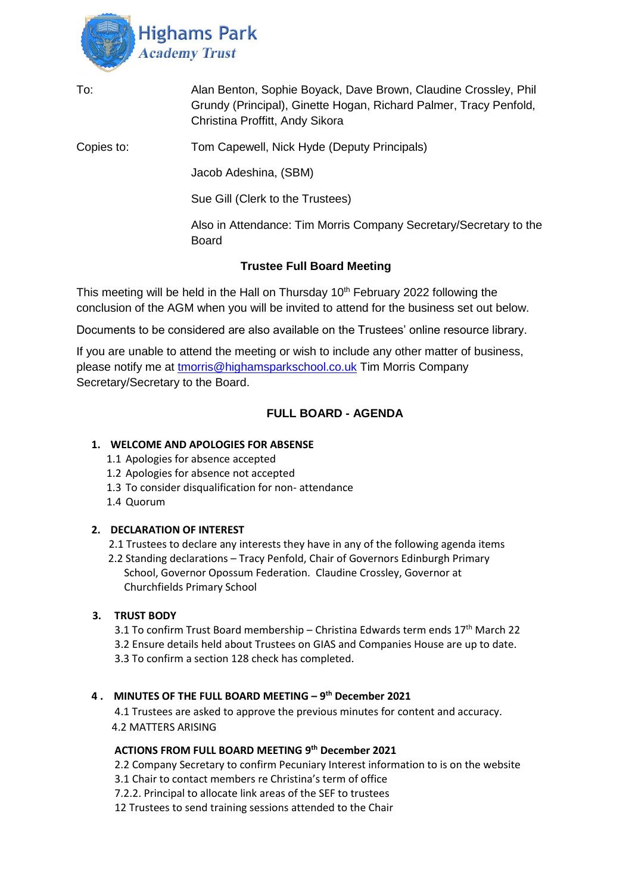Highams Park
*Academy Trust*

| | |
|---|---|
| To: | Alan Benton, Sophie Boyack, Dave Brown, Claudine Crossley, Phil Grundy (Principal), Ginette Hogan, Richard Palmer, Tracy Penfold, Christina Proffitt, Andy Sikora |
| Copies to: | Tom Capewell, Nick Hyde (Deputy Principals) |
| | Jacob Adeshina, (SBM) |
| | Sue Gill (Clerk to the Trustees) |
| | Also in Attendance: Tim Morris Company Secretary/Secretary to the Board |

**Trustee Full Board Meeting**

This meeting will be held in the Hall on Thursday 10th February 2022 following the conclusion of the AGM when you will be invited to attend for the business set out below.

Documents to be considered are also available on the Trustees' online resource library.

If you are unable to attend the meeting or wish to include any other matter of business, please notify me at tmorris@highamsparkschool.co.uk Tim Morris Company Secretary/Secretary to the Board.

## FULL BOARD - AGENDA

**1. WELCOME AND APOLOGIES FOR ABSENSE**

- 1.1 Apologies for absence accepted
- 1.2 Apologies for absence not accepted
- 1.3 To consider disqualification for non- attendance
- 1.4 Quorum

**2. DECLARATION OF INTEREST**

- 2.1 Trustees to declare any interests they have in any of the following agenda items
- 2.2 Standing declarations – Tracy Penfold, Chair of Governors Edinburgh Primary School, Governor Opossum Federation. Claudine Crossley, Governor at Churchfields Primary School

**3. TRUST BODY**

- 3.1 To confirm Trust Board membership – Christina Edwards term ends 17th March 22
- 3.2 Ensure details held about Trustees on GIAS and Companies House are up to date.
- 3.3 To confirm a section 128 check has completed.

**4 . MINUTES OF THE FULL BOARD MEETING – 9th December 2021**

- 4.1 Trustees are asked to approve the previous minutes for content and accuracy.
- 4.2 MATTERS ARISING

**ACTIONS FROM FULL BOARD MEETING 9th December 2021**

- 2.2 Company Secretary to confirm Pecuniary Interest information to is on the website
- 3.1 Chair to contact members re Christina's term of office
- 7.2.2. Principal to allocate link areas of the SEF to trustees
- 12 Trustees to send training sessions attended to the Chair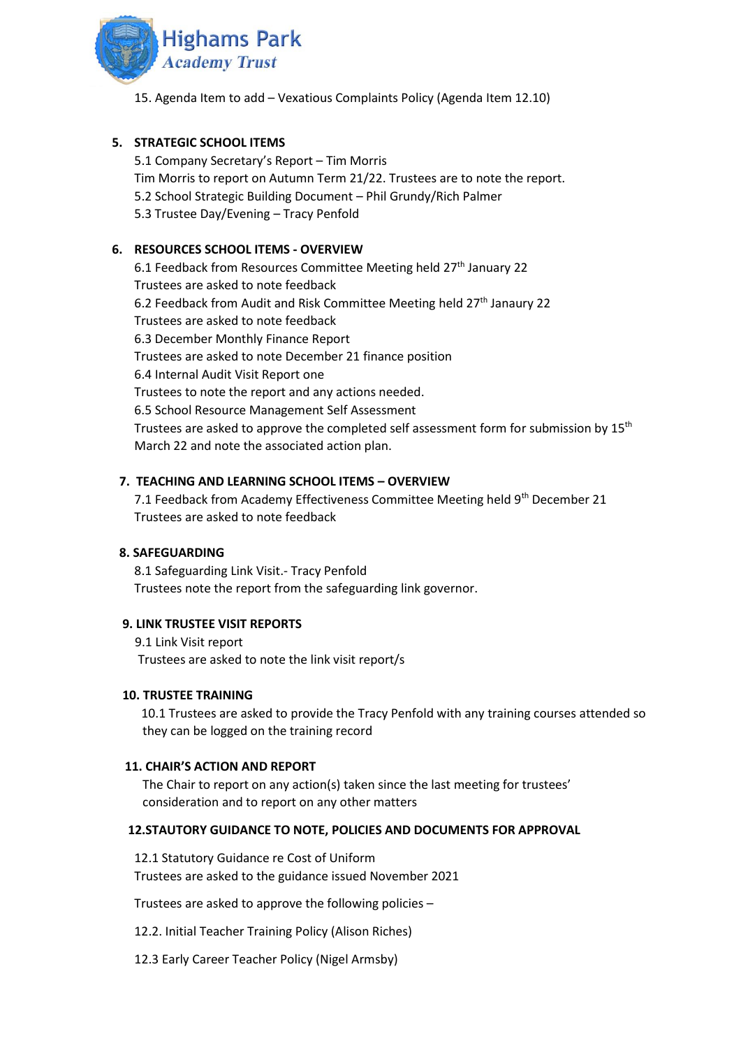15. Agenda Item to add – Vexatious Complaints Policy (Agenda Item 12.10)

## 5. STRATEGIC SCHOOL ITEMS

5.1 Company Secretary's Report – Tim Morris
Tim Morris to report on Autumn Term 21/22. Trustees are to note the report.
5.2 School Strategic Building Document – Phil Grundy/Rich Palmer
5.3 Trustee Day/Evening – Tracy Penfold

## 6. RESOURCES SCHOOL ITEMS - OVERVIEW

6.1 Feedback from Resources Committee Meeting held 27th January 22
Trustees are asked to note feedback
6.2 Feedback from Audit and Risk Committee Meeting held 27th Janaury 22
Trustees are asked to note feedback
6.3 December Monthly Finance Report
Trustees are asked to note December 21 finance position
6.4 Internal Audit Visit Report one
Trustees to note the report and any actions needed.
6.5 School Resource Management Self Assessment
Trustees are asked to approve the completed self assessment form for submission by 15th March 22 and note the associated action plan.

## 7. TEACHING AND LEARNING SCHOOL ITEMS – OVERVIEW

7.1 Feedback from Academy Effectiveness Committee Meeting held 9th December 21
Trustees are asked to note feedback

## 8. SAFEGUARDING

8.1 Safeguarding Link Visit.- Tracy Penfold
Trustees note the report from the safeguarding link governor.

## 9. LINK TRUSTEE VISIT REPORTS

9.1 Link Visit report
Trustees are asked to note the link visit report/s

## 10. TRUSTEE TRAINING

10.1 Trustees are asked to provide the Tracy Penfold with any training courses attended so they can be logged on the training record

## 11. CHAIR'S ACTION AND REPORT

The Chair to report on any action(s) taken since the last meeting for trustees' consideration and to report on any other matters

## 12.STAUTORY GUIDANCE TO NOTE, POLICIES AND DOCUMENTS FOR APPROVAL

12.1 Statutory Guidance re Cost of Uniform
Trustees are asked to the guidance issued November 2021

Trustees are asked to approve the following policies –

12.2. Initial Teacher Training Policy (Alison Riches)

12.3 Early Career Teacher Policy (Nigel Armsby)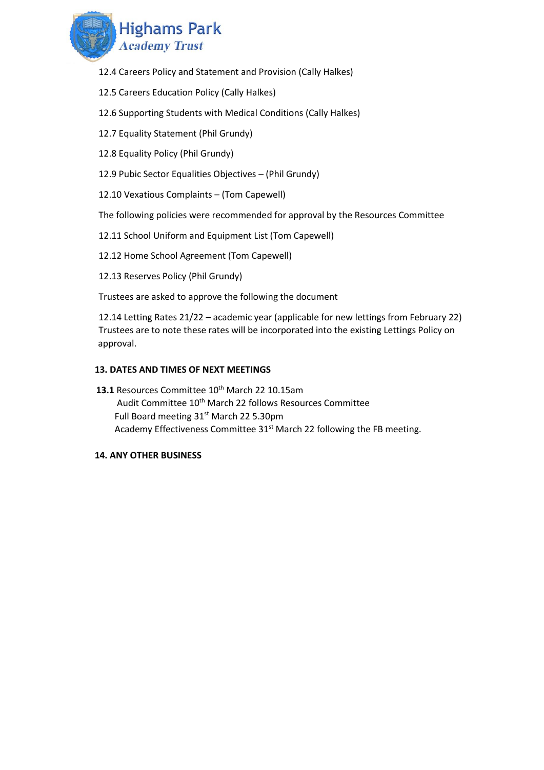12.4 Careers Policy and Statement and Provision (Cally Halkes)

12.5 Careers Education Policy (Cally Halkes)

12.6 Supporting Students with Medical Conditions (Cally Halkes)

12.7 Equality Statement (Phil Grundy)

12.8 Equality Policy (Phil Grundy)

12.9 Pubic Sector Equalities Objectives – (Phil Grundy)

12.10 Vexatious Complaints – (Tom Capewell)

The following policies were recommended for approval by the Resources Committee

12.11 School Uniform and Equipment List (Tom Capewell)

12.12 Home School Agreement (Tom Capewell)

12.13 Reserves Policy (Phil Grundy)

Trustees are asked to approve the following the document

12.14 Letting Rates 21/22 – academic year (applicable for new lettings from February 22) Trustees are to note these rates will be incorporated into the existing Lettings Policy on approval.

**13. DATES AND TIMES OF NEXT MEETINGS**

**13.1** Resources Committee 10th March 22 10.15am
Audit Committee 10th March 22 follows Resources Committee
Full Board meeting 31st March 22 5.30pm
Academy Effectiveness Committee 31st March 22 following the FB meeting.

**14. ANY OTHER BUSINESS**